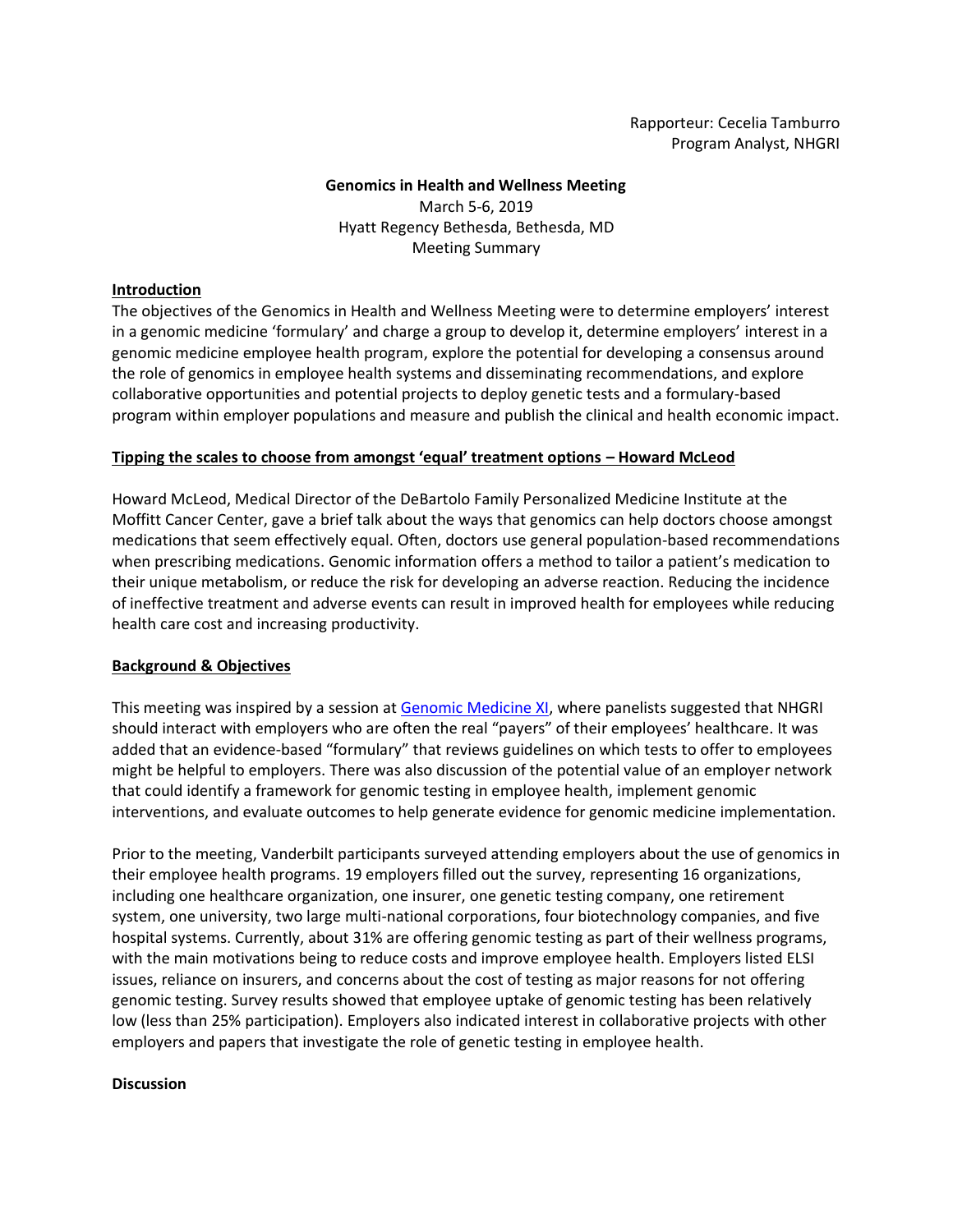Rapporteur: Cecelia Tamburro
Program Analyst, NHGRI

# Genomics in Health and Wellness Meeting

March 5-6, 2019
Hyatt Regency Bethesda, Bethesda, MD
Meeting Summary

## Introduction

The objectives of the Genomics in Health and Wellness Meeting were to determine employers' interest in a genomic medicine 'formulary' and charge a group to develop it, determine employers' interest in a genomic medicine employee health program, explore the potential for developing a consensus around the role of genomics in employee health systems and disseminating recommendations, and explore collaborative opportunities and potential projects to deploy genetic tests and a formulary-based program within employer populations and measure and publish the clinical and health economic impact.

## Tipping the scales to choose from amongst 'equal' treatment options – Howard McLeod

Howard McLeod, Medical Director of the DeBartolo Family Personalized Medicine Institute at the Moffitt Cancer Center, gave a brief talk about the ways that genomics can help doctors choose amongst medications that seem effectively equal. Often, doctors use general population-based recommendations when prescribing medications. Genomic information offers a method to tailor a patient's medication to their unique metabolism, or reduce the risk for developing an adverse reaction. Reducing the incidence of ineffective treatment and adverse events can result in improved health for employees while reducing health care cost and increasing productivity.

## Background & Objectives

This meeting was inspired by a session at Genomic Medicine XI, where panelists suggested that NHGRI should interact with employers who are often the real "payers" of their employees' healthcare. It was added that an evidence-based "formulary" that reviews guidelines on which tests to offer to employees might be helpful to employers. There was also discussion of the potential value of an employer network that could identify a framework for genomic testing in employee health, implement genomic interventions, and evaluate outcomes to help generate evidence for genomic medicine implementation.

Prior to the meeting, Vanderbilt participants surveyed attending employers about the use of genomics in their employee health programs. 19 employers filled out the survey, representing 16 organizations, including one healthcare organization, one insurer, one genetic testing company, one retirement system, one university, two large multi-national corporations, four biotechnology companies, and five hospital systems. Currently, about 31% are offering genomic testing as part of their wellness programs, with the main motivations being to reduce costs and improve employee health. Employers listed ELSI issues, reliance on insurers, and concerns about the cost of testing as major reasons for not offering genomic testing. Survey results showed that employee uptake of genomic testing has been relatively low (less than 25% participation). Employers also indicated interest in collaborative projects with other employers and papers that investigate the role of genetic testing in employee health.

### Discussion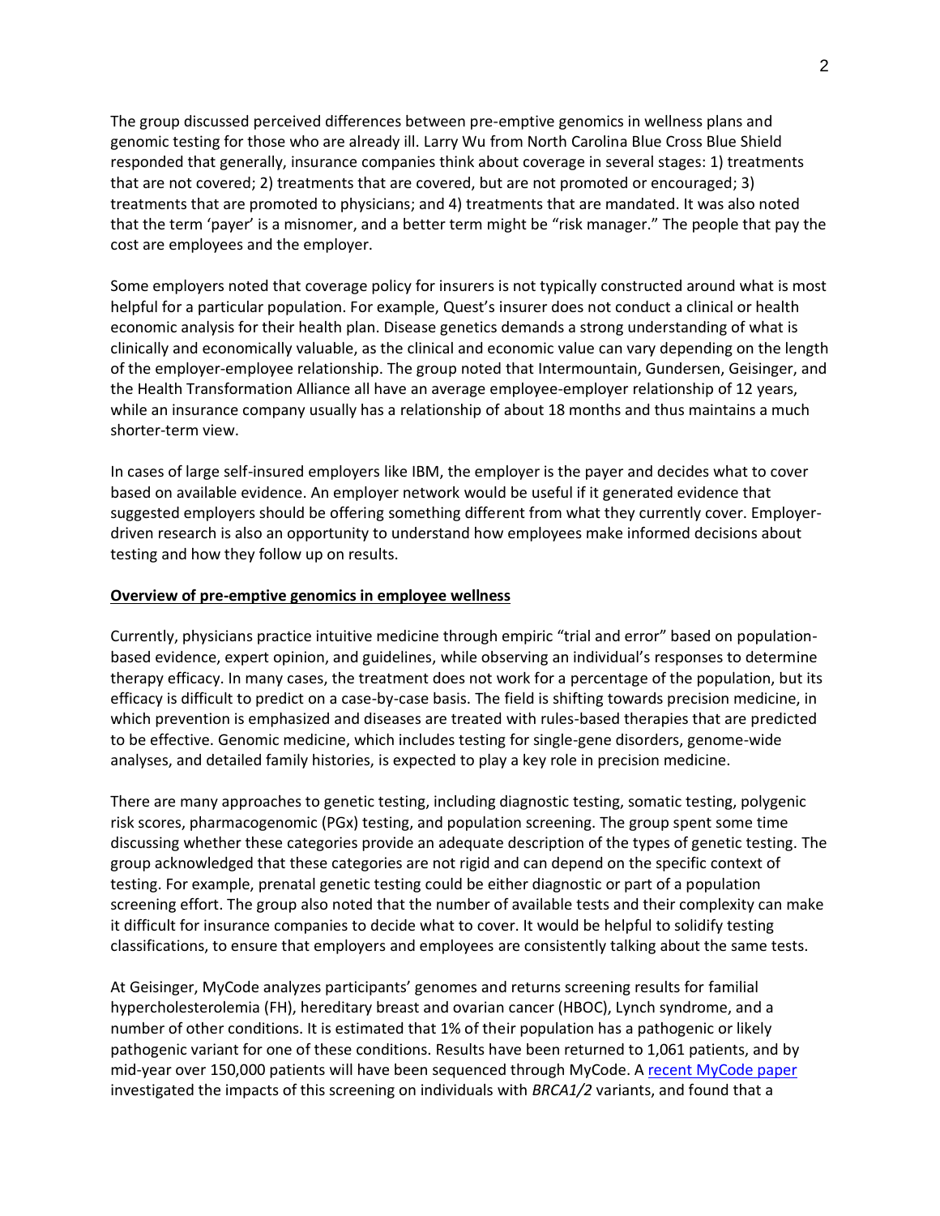The group discussed perceived differences between pre-emptive genomics in wellness plans and genomic testing for those who are already ill. Larry Wu from North Carolina Blue Cross Blue Shield responded that generally, insurance companies think about coverage in several stages: 1) treatments that are not covered; 2) treatments that are covered, but are not promoted or encouraged; 3) treatments that are promoted to physicians; and 4) treatments that are mandated. It was also noted that the term 'payer' is a misnomer, and a better term might be "risk manager." The people that pay the cost are employees and the employer.

Some employers noted that coverage policy for insurers is not typically constructed around what is most helpful for a particular population. For example, Quest's insurer does not conduct a clinical or health economic analysis for their health plan. Disease genetics demands a strong understanding of what is clinically and economically valuable, as the clinical and economic value can vary depending on the length of the employer-employee relationship. The group noted that Intermountain, Gundersen, Geisinger, and the Health Transformation Alliance all have an average employee-employer relationship of 12 years, while an insurance company usually has a relationship of about 18 months and thus maintains a much shorter-term view.

In cases of large self-insured employers like IBM, the employer is the payer and decides what to cover based on available evidence. An employer network would be useful if it generated evidence that suggested employers should be offering something different from what they currently cover. Employer-driven research is also an opportunity to understand how employees make informed decisions about testing and how they follow up on results.

**Overview of pre-emptive genomics in employee wellness**

Currently, physicians practice intuitive medicine through empiric "trial and error" based on population-based evidence, expert opinion, and guidelines, while observing an individual's responses to determine therapy efficacy. In many cases, the treatment does not work for a percentage of the population, but its efficacy is difficult to predict on a case-by-case basis. The field is shifting towards precision medicine, in which prevention is emphasized and diseases are treated with rules-based therapies that are predicted to be effective. Genomic medicine, which includes testing for single-gene disorders, genome-wide analyses, and detailed family histories, is expected to play a key role in precision medicine.

There are many approaches to genetic testing, including diagnostic testing, somatic testing, polygenic risk scores, pharmacogenomic (PGx) testing, and population screening. The group spent some time discussing whether these categories provide an adequate description of the types of genetic testing. The group acknowledged that these categories are not rigid and can depend on the specific context of testing. For example, prenatal genetic testing could be either diagnostic or part of a population screening effort. The group also noted that the number of available tests and their complexity can make it difficult for insurance companies to decide what to cover. It would be helpful to solidify testing classifications, to ensure that employers and employees are consistently talking about the same tests.

At Geisinger, MyCode analyzes participants' genomes and returns screening results for familial hypercholesterolemia (FH), hereditary breast and ovarian cancer (HBOC), Lynch syndrome, and a number of other conditions. It is estimated that 1% of their population has a pathogenic or likely pathogenic variant for one of these conditions. Results have been returned to 1,061 patients, and by mid-year over 150,000 patients will have been sequenced through MyCode. A [recent MyCode paper](recent MyCode paper) investigated the impacts of this screening on individuals with *BRCA1/2* variants, and found that a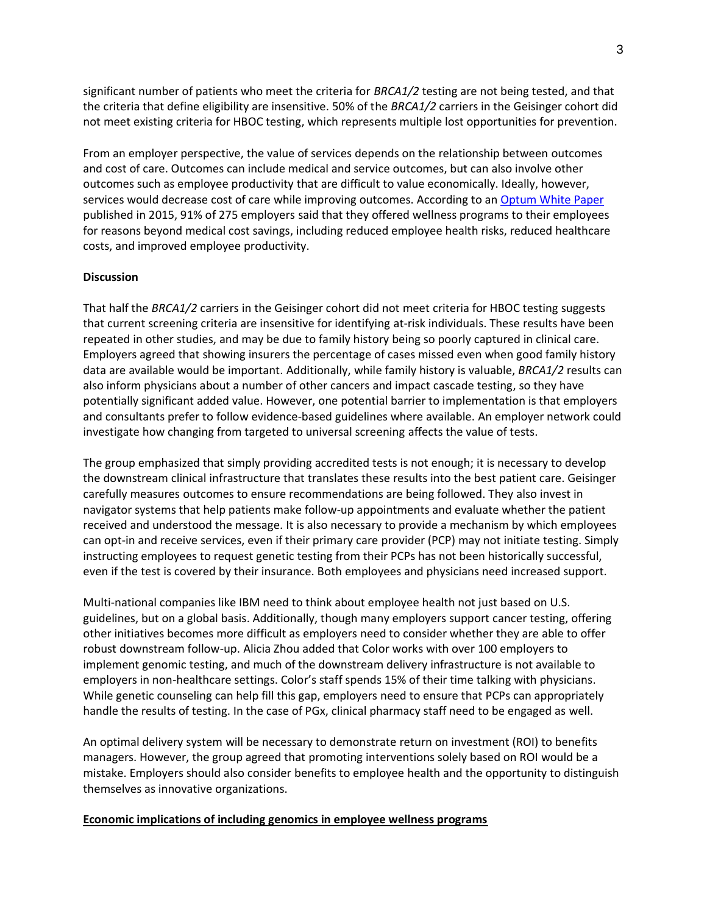significant number of patients who meet the criteria for *BRCA1/2* testing are not being tested, and that the criteria that define eligibility are insensitive. 50% of the *BRCA1/2* carriers in the Geisinger cohort did not meet existing criteria for HBOC testing, which represents multiple lost opportunities for prevention.

From an employer perspective, the value of services depends on the relationship between outcomes and cost of care. Outcomes can include medical and service outcomes, but can also involve other outcomes such as employee productivity that are difficult to value economically. Ideally, however, services would decrease cost of care while improving outcomes. According to an Optum White Paper published in 2015, 91% of 275 employers said that they offered wellness programs to their employees for reasons beyond medical cost savings, including reduced employee health risks, reduced healthcare costs, and improved employee productivity.

**Discussion**

That half the *BRCA1/2* carriers in the Geisinger cohort did not meet criteria for HBOC testing suggests that current screening criteria are insensitive for identifying at-risk individuals. These results have been repeated in other studies, and may be due to family history being so poorly captured in clinical care. Employers agreed that showing insurers the percentage of cases missed even when good family history data are available would be important. Additionally, while family history is valuable, *BRCA1/2* results can also inform physicians about a number of other cancers and impact cascade testing, so they have potentially significant added value. However, one potential barrier to implementation is that employers and consultants prefer to follow evidence-based guidelines where available. An employer network could investigate how changing from targeted to universal screening affects the value of tests.

The group emphasized that simply providing accredited tests is not enough; it is necessary to develop the downstream clinical infrastructure that translates these results into the best patient care. Geisinger carefully measures outcomes to ensure recommendations are being followed. They also invest in navigator systems that help patients make follow-up appointments and evaluate whether the patient received and understood the message. It is also necessary to provide a mechanism by which employees can opt-in and receive services, even if their primary care provider (PCP) may not initiate testing. Simply instructing employees to request genetic testing from their PCPs has not been historically successful, even if the test is covered by their insurance. Both employees and physicians need increased support.

Multi-national companies like IBM need to think about employee health not just based on U.S. guidelines, but on a global basis. Additionally, though many employers support cancer testing, offering other initiatives becomes more difficult as employers need to consider whether they are able to offer robust downstream follow-up. Alicia Zhou added that Color works with over 100 employers to implement genomic testing, and much of the downstream delivery infrastructure is not available to employers in non-healthcare settings. Color's staff spends 15% of their time talking with physicians. While genetic counseling can help fill this gap, employers need to ensure that PCPs can appropriately handle the results of testing. In the case of PGx, clinical pharmacy staff need to be engaged as well.

An optimal delivery system will be necessary to demonstrate return on investment (ROI) to benefits managers. However, the group agreed that promoting interventions solely based on ROI would be a mistake. Employers should also consider benefits to employee health and the opportunity to distinguish themselves as innovative organizations.

**Economic implications of including genomics in employee wellness programs**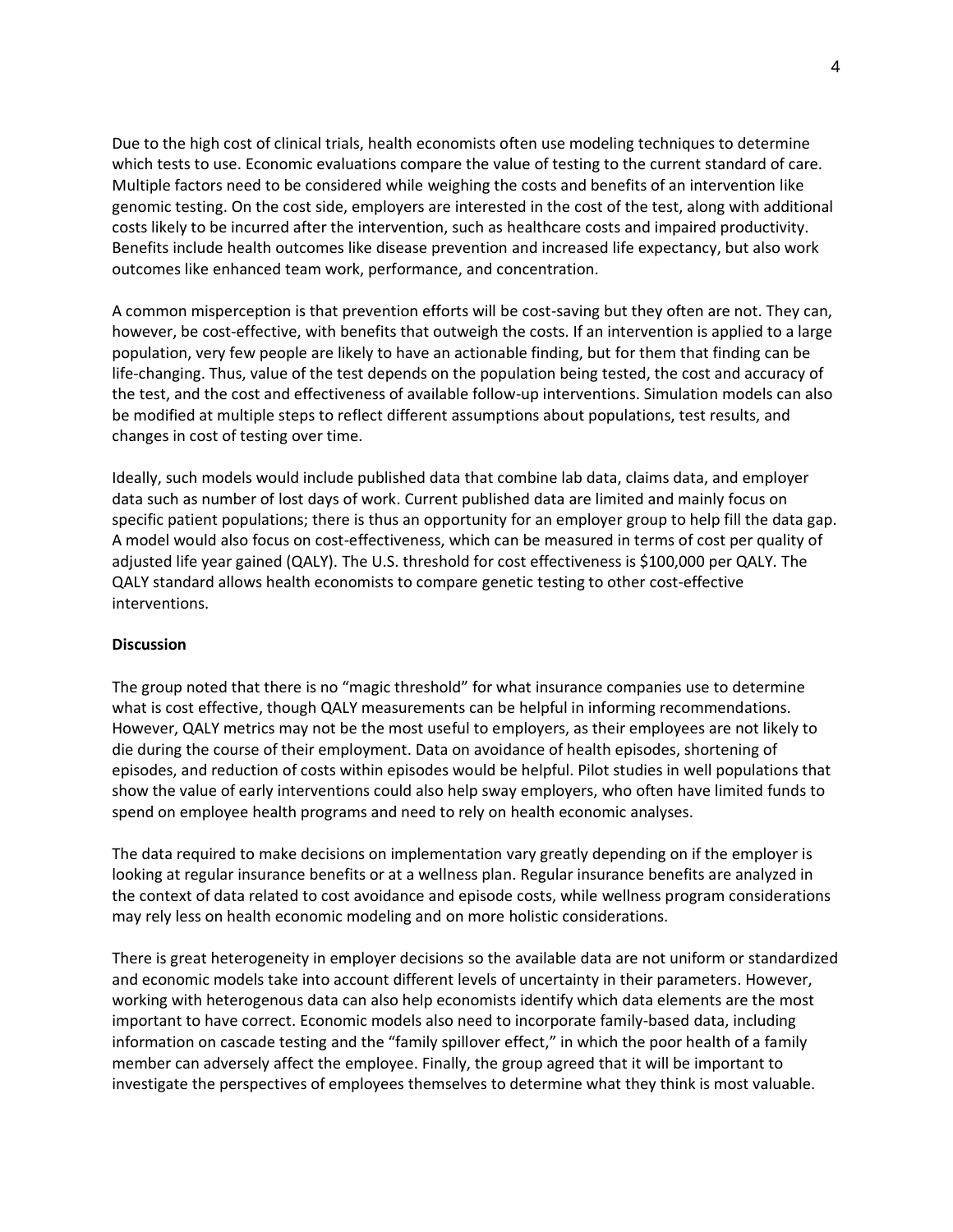Due to the high cost of clinical trials, health economists often use modeling techniques to determine which tests to use. Economic evaluations compare the value of testing to the current standard of care. Multiple factors need to be considered while weighing the costs and benefits of an intervention like genomic testing. On the cost side, employers are interested in the cost of the test, along with additional costs likely to be incurred after the intervention, such as healthcare costs and impaired productivity. Benefits include health outcomes like disease prevention and increased life expectancy, but also work outcomes like enhanced team work, performance, and concentration.

A common misperception is that prevention efforts will be cost-saving but they often are not. They can, however, be cost-effective, with benefits that outweigh the costs. If an intervention is applied to a large population, very few people are likely to have an actionable finding, but for them that finding can be life-changing. Thus, value of the test depends on the population being tested, the cost and accuracy of the test, and the cost and effectiveness of available follow-up interventions. Simulation models can also be modified at multiple steps to reflect different assumptions about populations, test results, and changes in cost of testing over time.

Ideally, such models would include published data that combine lab data, claims data, and employer data such as number of lost days of work. Current published data are limited and mainly focus on specific patient populations; there is thus an opportunity for an employer group to help fill the data gap. A model would also focus on cost-effectiveness, which can be measured in terms of cost per quality of adjusted life year gained (QALY). The U.S. threshold for cost effectiveness is $100,000 per QALY. The QALY standard allows health economists to compare genetic testing to other cost-effective interventions.

**Discussion**

The group noted that there is no "magic threshold" for what insurance companies use to determine what is cost effective, though QALY measurements can be helpful in informing recommendations. However, QALY metrics may not be the most useful to employers, as their employees are not likely to die during the course of their employment. Data on avoidance of health episodes, shortening of episodes, and reduction of costs within episodes would be helpful. Pilot studies in well populations that show the value of early interventions could also help sway employers, who often have limited funds to spend on employee health programs and need to rely on health economic analyses.

The data required to make decisions on implementation vary greatly depending on if the employer is looking at regular insurance benefits or at a wellness plan. Regular insurance benefits are analyzed in the context of data related to cost avoidance and episode costs, while wellness program considerations may rely less on health economic modeling and on more holistic considerations.

There is great heterogeneity in employer decisions so the available data are not uniform or standardized and economic models take into account different levels of uncertainty in their parameters. However, working with heterogenous data can also help economists identify which data elements are the most important to have correct. Economic models also need to incorporate family-based data, including information on cascade testing and the "family spillover effect," in which the poor health of a family member can adversely affect the employee. Finally, the group agreed that it will be important to investigate the perspectives of employees themselves to determine what they think is most valuable.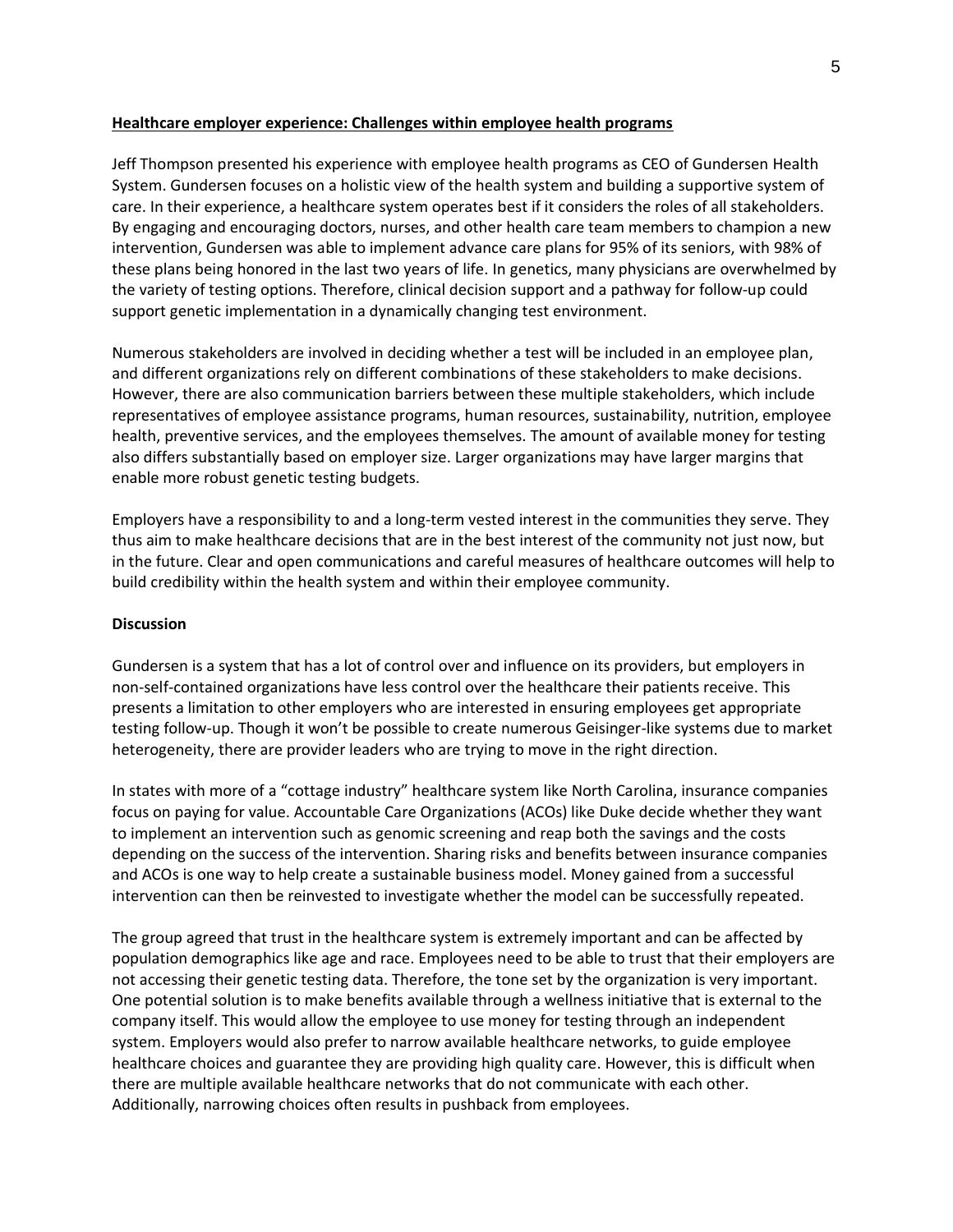## Healthcare employer experience: Challenges within employee health programs

Jeff Thompson presented his experience with employee health programs as CEO of Gundersen Health System. Gundersen focuses on a holistic view of the health system and building a supportive system of care. In their experience, a healthcare system operates best if it considers the roles of all stakeholders. By engaging and encouraging doctors, nurses, and other health care team members to champion a new intervention, Gundersen was able to implement advance care plans for 95% of its seniors, with 98% of these plans being honored in the last two years of life. In genetics, many physicians are overwhelmed by the variety of testing options. Therefore, clinical decision support and a pathway for follow-up could support genetic implementation in a dynamically changing test environment.

Numerous stakeholders are involved in deciding whether a test will be included in an employee plan, and different organizations rely on different combinations of these stakeholders to make decisions. However, there are also communication barriers between these multiple stakeholders, which include representatives of employee assistance programs, human resources, sustainability, nutrition, employee health, preventive services, and the employees themselves. The amount of available money for testing also differs substantially based on employer size. Larger organizations may have larger margins that enable more robust genetic testing budgets.

Employers have a responsibility to and a long-term vested interest in the communities they serve. They thus aim to make healthcare decisions that are in the best interest of the community not just now, but in the future. Clear and open communications and careful measures of healthcare outcomes will help to build credibility within the health system and within their employee community.

### Discussion

Gundersen is a system that has a lot of control over and influence on its providers, but employers in non-self-contained organizations have less control over the healthcare their patients receive. This presents a limitation to other employers who are interested in ensuring employees get appropriate testing follow-up. Though it won't be possible to create numerous Geisinger-like systems due to market heterogeneity, there are provider leaders who are trying to move in the right direction.

In states with more of a "cottage industry" healthcare system like North Carolina, insurance companies focus on paying for value. Accountable Care Organizations (ACOs) like Duke decide whether they want to implement an intervention such as genomic screening and reap both the savings and the costs depending on the success of the intervention. Sharing risks and benefits between insurance companies and ACOs is one way to help create a sustainable business model. Money gained from a successful intervention can then be reinvested to investigate whether the model can be successfully repeated.

The group agreed that trust in the healthcare system is extremely important and can be affected by population demographics like age and race. Employees need to be able to trust that their employers are not accessing their genetic testing data. Therefore, the tone set by the organization is very important. One potential solution is to make benefits available through a wellness initiative that is external to the company itself. This would allow the employee to use money for testing through an independent system. Employers would also prefer to narrow available healthcare networks, to guide employee healthcare choices and guarantee they are providing high quality care. However, this is difficult when there are multiple available healthcare networks that do not communicate with each other. Additionally, narrowing choices often results in pushback from employees.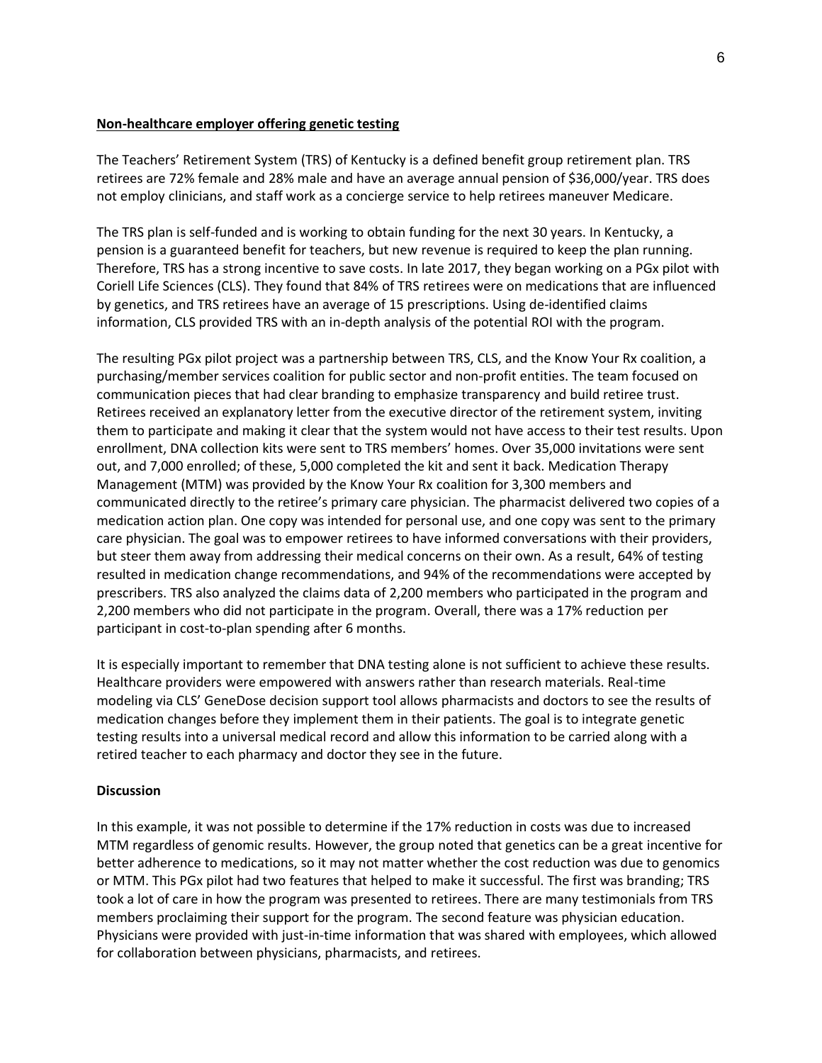## Non-healthcare employer offering genetic testing

The Teachers' Retirement System (TRS) of Kentucky is a defined benefit group retirement plan. TRS retirees are 72% female and 28% male and have an average annual pension of $36,000/year. TRS does not employ clinicians, and staff work as a concierge service to help retirees maneuver Medicare.

The TRS plan is self-funded and is working to obtain funding for the next 30 years. In Kentucky, a pension is a guaranteed benefit for teachers, but new revenue is required to keep the plan running. Therefore, TRS has a strong incentive to save costs. In late 2017, they began working on a PGx pilot with Coriell Life Sciences (CLS). They found that 84% of TRS retirees were on medications that are influenced by genetics, and TRS retirees have an average of 15 prescriptions. Using de-identified claims information, CLS provided TRS with an in-depth analysis of the potential ROI with the program.

The resulting PGx pilot project was a partnership between TRS, CLS, and the Know Your Rx coalition, a purchasing/member services coalition for public sector and non-profit entities. The team focused on communication pieces that had clear branding to emphasize transparency and build retiree trust. Retirees received an explanatory letter from the executive director of the retirement system, inviting them to participate and making it clear that the system would not have access to their test results. Upon enrollment, DNA collection kits were sent to TRS members' homes. Over 35,000 invitations were sent out, and 7,000 enrolled; of these, 5,000 completed the kit and sent it back. Medication Therapy Management (MTM) was provided by the Know Your Rx coalition for 3,300 members and communicated directly to the retiree's primary care physician. The pharmacist delivered two copies of a medication action plan. One copy was intended for personal use, and one copy was sent to the primary care physician. The goal was to empower retirees to have informed conversations with their providers, but steer them away from addressing their medical concerns on their own. As a result, 64% of testing resulted in medication change recommendations, and 94% of the recommendations were accepted by prescribers. TRS also analyzed the claims data of 2,200 members who participated in the program and 2,200 members who did not participate in the program. Overall, there was a 17% reduction per participant in cost-to-plan spending after 6 months.

It is especially important to remember that DNA testing alone is not sufficient to achieve these results. Healthcare providers were empowered with answers rather than research materials. Real-time modeling via CLS' GeneDose decision support tool allows pharmacists and doctors to see the results of medication changes before they implement them in their patients. The goal is to integrate genetic testing results into a universal medical record and allow this information to be carried along with a retired teacher to each pharmacy and doctor they see in the future.

### Discussion

In this example, it was not possible to determine if the 17% reduction in costs was due to increased MTM regardless of genomic results. However, the group noted that genetics can be a great incentive for better adherence to medications, so it may not matter whether the cost reduction was due to genomics or MTM. This PGx pilot had two features that helped to make it successful. The first was branding; TRS took a lot of care in how the program was presented to retirees. There are many testimonials from TRS members proclaiming their support for the program. The second feature was physician education. Physicians were provided with just-in-time information that was shared with employees, which allowed for collaboration between physicians, pharmacists, and retirees.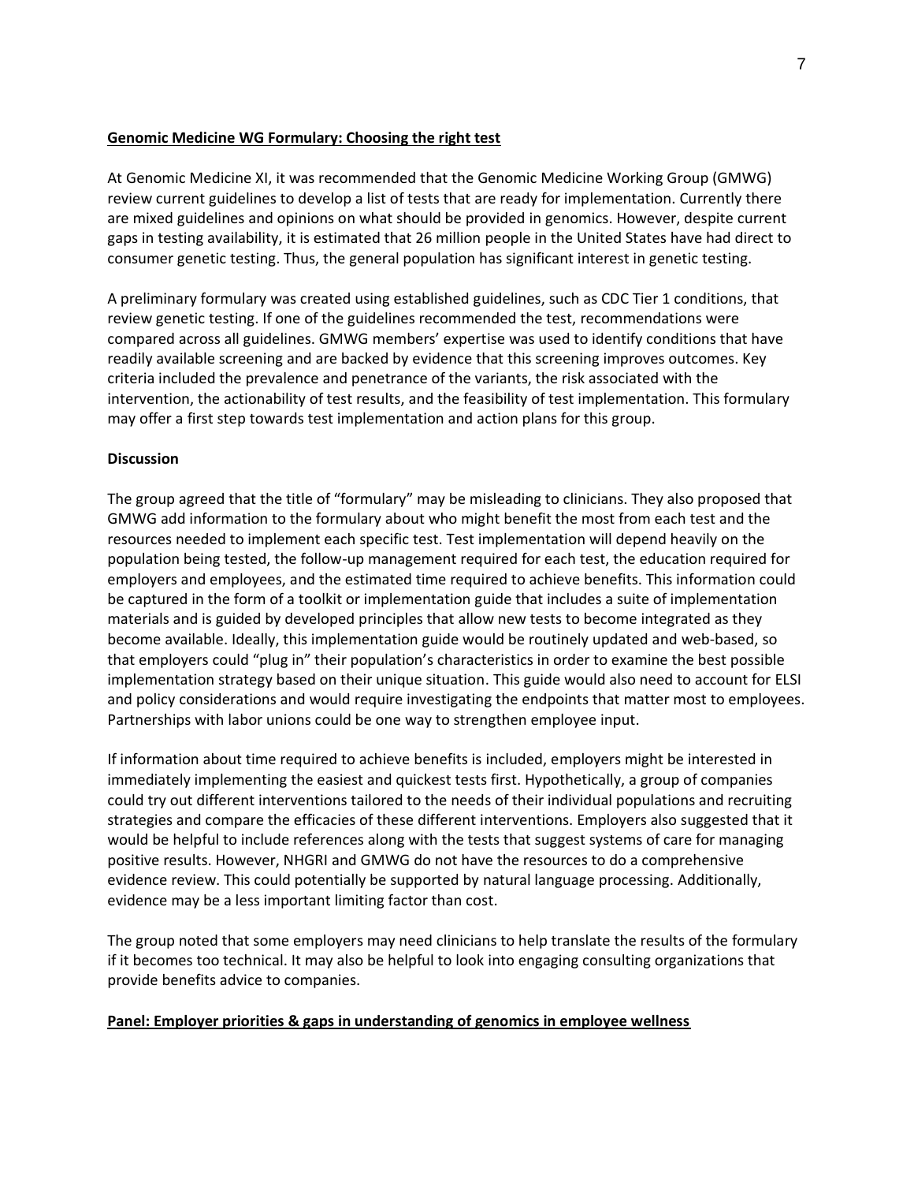## **Genomic Medicine WG Formulary: Choosing the right test**

At Genomic Medicine XI, it was recommended that the Genomic Medicine Working Group (GMWG) review current guidelines to develop a list of tests that are ready for implementation. Currently there are mixed guidelines and opinions on what should be provided in genomics. However, despite current gaps in testing availability, it is estimated that 26 million people in the United States have had direct to consumer genetic testing. Thus, the general population has significant interest in genetic testing.

A preliminary formulary was created using established guidelines, such as CDC Tier 1 conditions, that review genetic testing. If one of the guidelines recommended the test, recommendations were compared across all guidelines. GMWG members' expertise was used to identify conditions that have readily available screening and are backed by evidence that this screening improves outcomes. Key criteria included the prevalence and penetrance of the variants, the risk associated with the intervention, the actionability of test results, and the feasibility of test implementation. This formulary may offer a first step towards test implementation and action plans for this group.

### **Discussion**

The group agreed that the title of "formulary" may be misleading to clinicians. They also proposed that GMWG add information to the formulary about who might benefit the most from each test and the resources needed to implement each specific test. Test implementation will depend heavily on the population being tested, the follow-up management required for each test, the education required for employers and employees, and the estimated time required to achieve benefits. This information could be captured in the form of a toolkit or implementation guide that includes a suite of implementation materials and is guided by developed principles that allow new tests to become integrated as they become available. Ideally, this implementation guide would be routinely updated and web-based, so that employers could "plug in" their population's characteristics in order to examine the best possible implementation strategy based on their unique situation. This guide would also need to account for ELSI and policy considerations and would require investigating the endpoints that matter most to employees. Partnerships with labor unions could be one way to strengthen employee input.

If information about time required to achieve benefits is included, employers might be interested in immediately implementing the easiest and quickest tests first. Hypothetically, a group of companies could try out different interventions tailored to the needs of their individual populations and recruiting strategies and compare the efficacies of these different interventions. Employers also suggested that it would be helpful to include references along with the tests that suggest systems of care for managing positive results. However, NHGRI and GMWG do not have the resources to do a comprehensive evidence review. This could potentially be supported by natural language processing. Additionally, evidence may be a less important limiting factor than cost.

The group noted that some employers may need clinicians to help translate the results of the formulary if it becomes too technical. It may also be helpful to look into engaging consulting organizations that provide benefits advice to companies.

## **Panel: Employer priorities & gaps in understanding of genomics in employee wellness**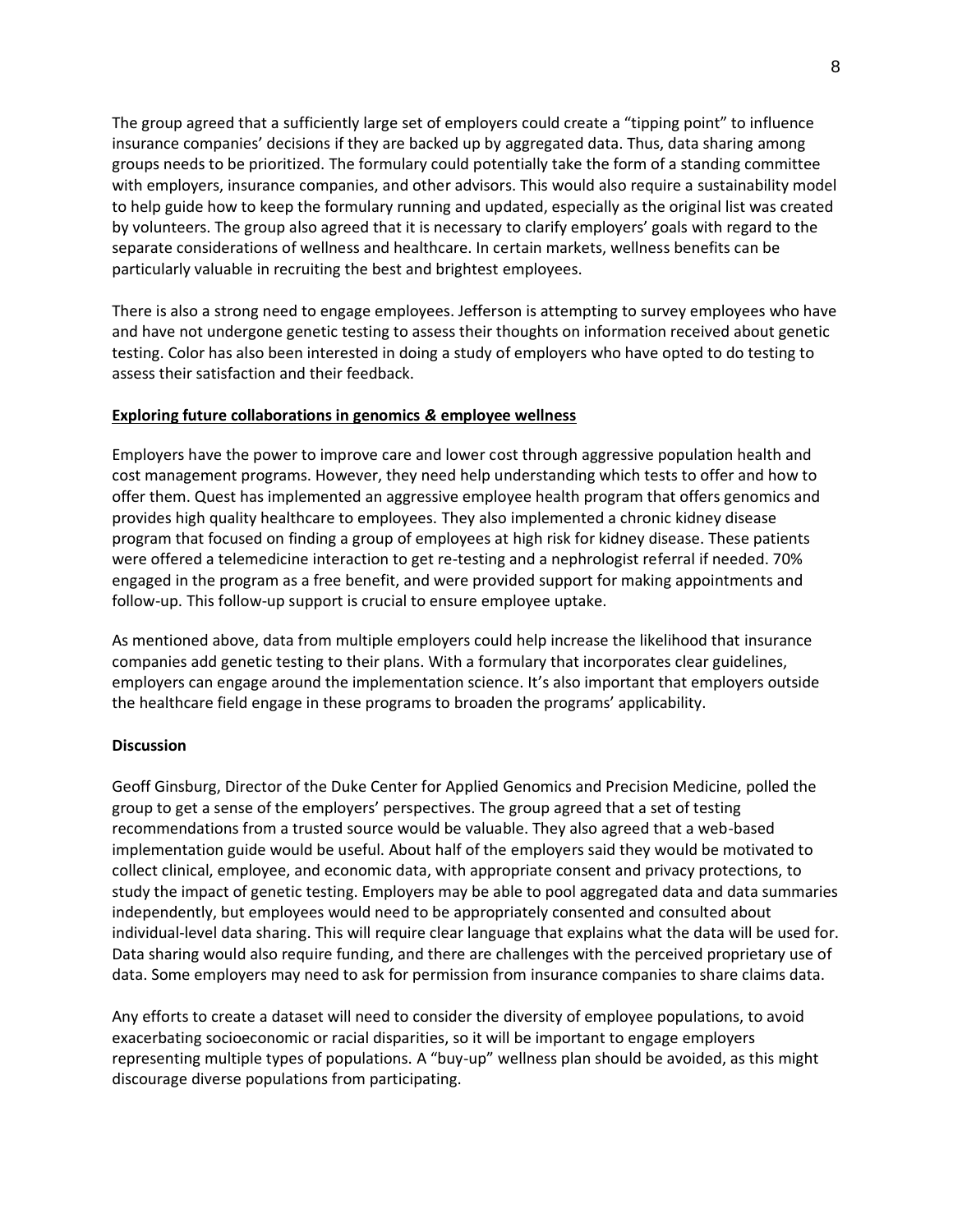The group agreed that a sufficiently large set of employers could create a "tipping point" to influence insurance companies' decisions if they are backed up by aggregated data. Thus, data sharing among groups needs to be prioritized. The formulary could potentially take the form of a standing committee with employers, insurance companies, and other advisors. This would also require a sustainability model to help guide how to keep the formulary running and updated, especially as the original list was created by volunteers. The group also agreed that it is necessary to clarify employers' goals with regard to the separate considerations of wellness and healthcare. In certain markets, wellness benefits can be particularly valuable in recruiting the best and brightest employees.

There is also a strong need to engage employees. Jefferson is attempting to survey employees who have and have not undergone genetic testing to assess their thoughts on information received about genetic testing. Color has also been interested in doing a study of employers who have opted to do testing to assess their satisfaction and their feedback.

**Exploring future collaborations in genomics & employee wellness**

Employers have the power to improve care and lower cost through aggressive population health and cost management programs. However, they need help understanding which tests to offer and how to offer them. Quest has implemented an aggressive employee health program that offers genomics and provides high quality healthcare to employees. They also implemented a chronic kidney disease program that focused on finding a group of employees at high risk for kidney disease. These patients were offered a telemedicine interaction to get re-testing and a nephrologist referral if needed. 70% engaged in the program as a free benefit, and were provided support for making appointments and follow-up. This follow-up support is crucial to ensure employee uptake.

As mentioned above, data from multiple employers could help increase the likelihood that insurance companies add genetic testing to their plans. With a formulary that incorporates clear guidelines, employers can engage around the implementation science. It's also important that employers outside the healthcare field engage in these programs to broaden the programs' applicability.

**Discussion**

Geoff Ginsburg, Director of the Duke Center for Applied Genomics and Precision Medicine, polled the group to get a sense of the employers' perspectives. The group agreed that a set of testing recommendations from a trusted source would be valuable. They also agreed that a web-based implementation guide would be useful. About half of the employers said they would be motivated to collect clinical, employee, and economic data, with appropriate consent and privacy protections, to study the impact of genetic testing. Employers may be able to pool aggregated data and data summaries independently, but employees would need to be appropriately consented and consulted about individual-level data sharing. This will require clear language that explains what the data will be used for. Data sharing would also require funding, and there are challenges with the perceived proprietary use of data. Some employers may need to ask for permission from insurance companies to share claims data.

Any efforts to create a dataset will need to consider the diversity of employee populations, to avoid exacerbating socioeconomic or racial disparities, so it will be important to engage employers representing multiple types of populations. A "buy-up" wellness plan should be avoided, as this might discourage diverse populations from participating.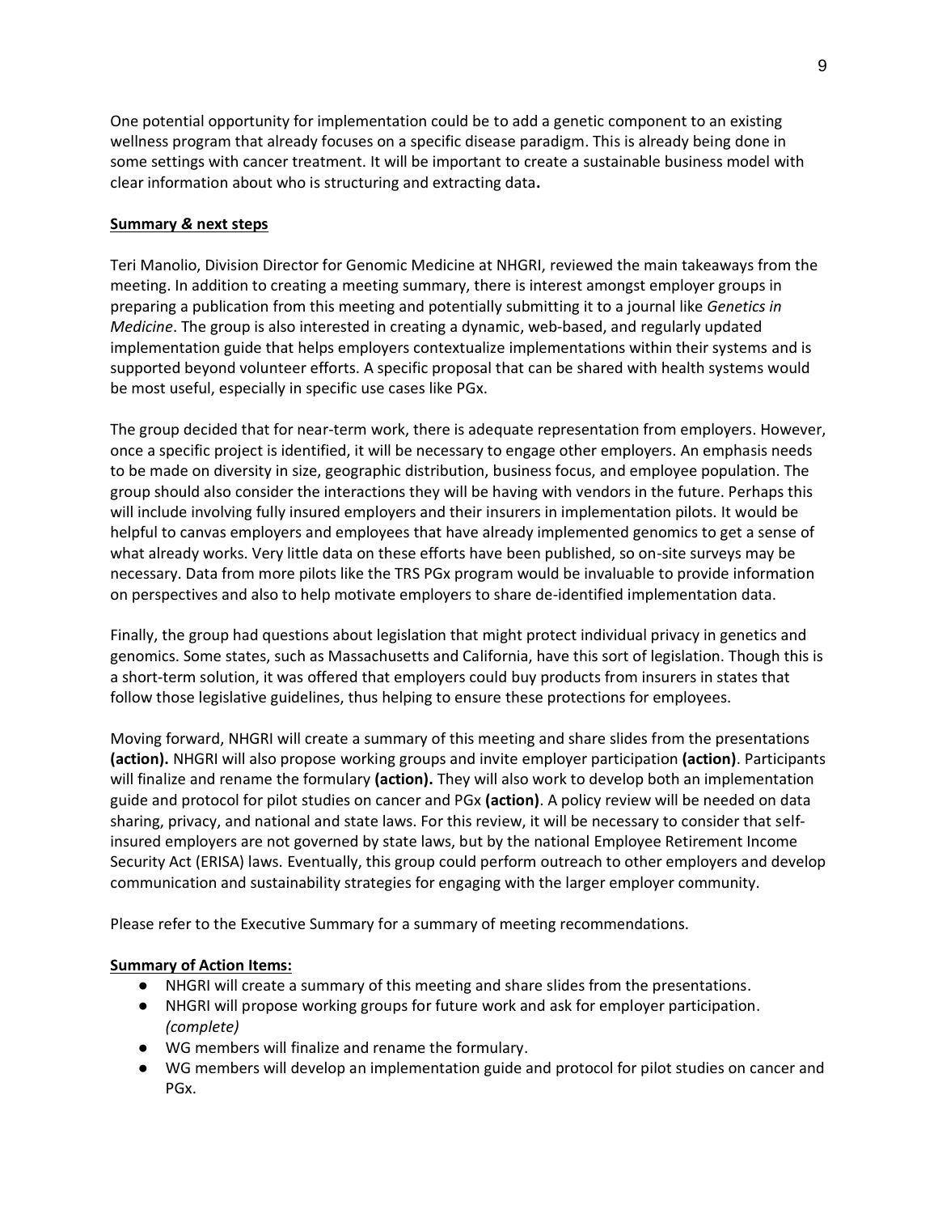One potential opportunity for implementation could be to add a genetic component to an existing wellness program that already focuses on a specific disease paradigm. This is already being done in some settings with cancer treatment. It will be important to create a sustainable business model with clear information about who is structuring and extracting data**.**

## Summary & next steps

Teri Manolio, Division Director for Genomic Medicine at NHGRI, reviewed the main takeaways from the meeting. In addition to creating a meeting summary, there is interest amongst employer groups in preparing a publication from this meeting and potentially submitting it to a journal like *Genetics in Medicine*. The group is also interested in creating a dynamic, web-based, and regularly updated implementation guide that helps employers contextualize implementations within their systems and is supported beyond volunteer efforts. A specific proposal that can be shared with health systems would be most useful, especially in specific use cases like PGx.

The group decided that for near-term work, there is adequate representation from employers. However, once a specific project is identified, it will be necessary to engage other employers. An emphasis needs to be made on diversity in size, geographic distribution, business focus, and employee population. The group should also consider the interactions they will be having with vendors in the future. Perhaps this will include involving fully insured employers and their insurers in implementation pilots. It would be helpful to canvas employers and employees that have already implemented genomics to get a sense of what already works. Very little data on these efforts have been published, so on-site surveys may be necessary. Data from more pilots like the TRS PGx program would be invaluable to provide information on perspectives and also to help motivate employers to share de-identified implementation data.

Finally, the group had questions about legislation that might protect individual privacy in genetics and genomics. Some states, such as Massachusetts and California, have this sort of legislation. Though this is a short-term solution, it was offered that employers could buy products from insurers in states that follow those legislative guidelines, thus helping to ensure these protections for employees.

Moving forward, NHGRI will create a summary of this meeting and share slides from the presentations **(action).** NHGRI will also propose working groups and invite employer participation **(action)**. Participants will finalize and rename the formulary **(action).** They will also work to develop both an implementation guide and protocol for pilot studies on cancer and PGx **(action)**. A policy review will be needed on data sharing, privacy, and national and state laws. For this review, it will be necessary to consider that self-insured employers are not governed by state laws, but by the national Employee Retirement Income Security Act (ERISA) laws. Eventually, this group could perform outreach to other employers and develop communication and sustainability strategies for engaging with the larger employer community.

Please refer to the Executive Summary for a summary of meeting recommendations.

## Summary of Action Items:

- NHGRI will create a summary of this meeting and share slides from the presentations.
- NHGRI will propose working groups for future work and ask for employer participation. *(complete)*
- WG members will finalize and rename the formulary.
- WG members will develop an implementation guide and protocol for pilot studies on cancer and PGx.